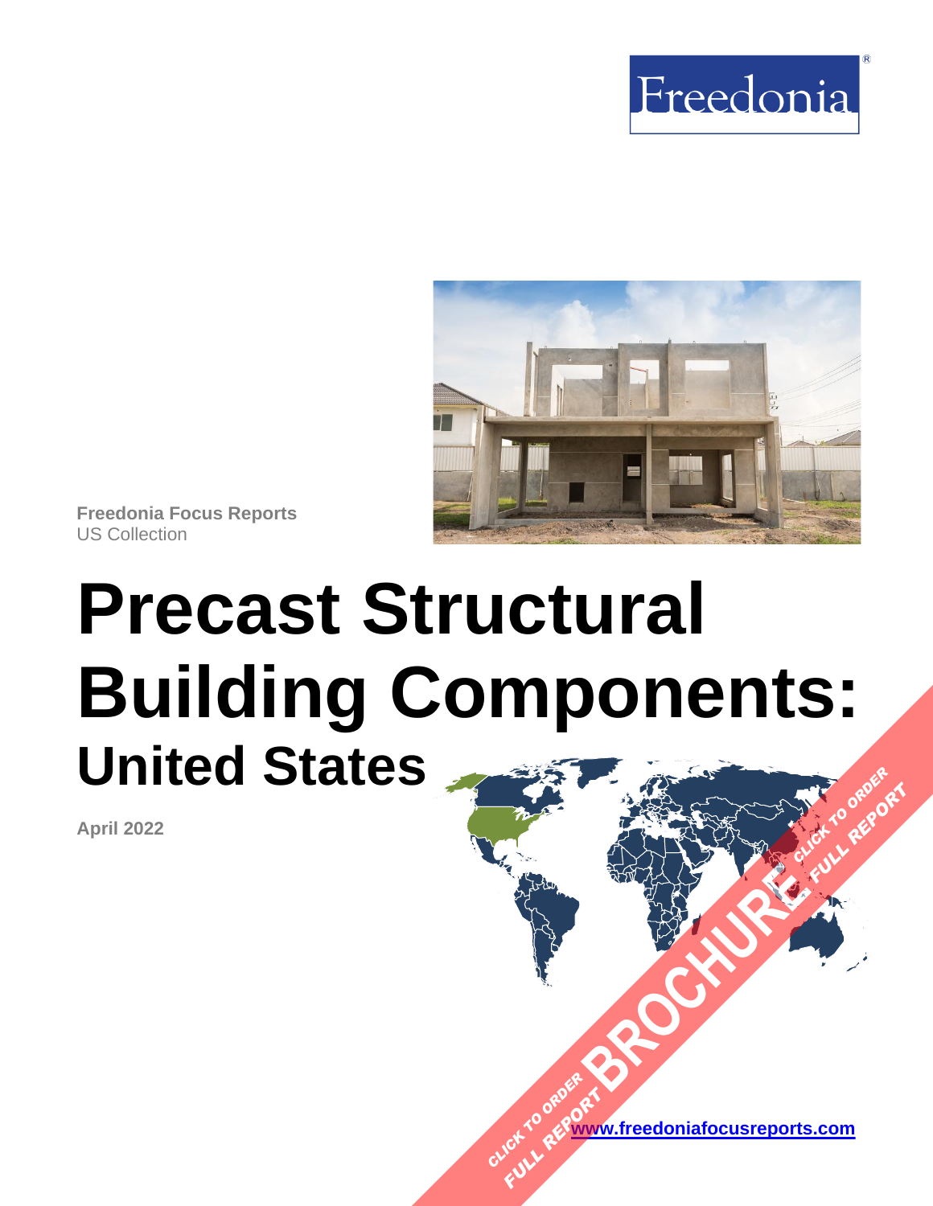Freedonia®

Freedonia Focus Reports
US Collection

# Precast Structural Building Components: United States

April 2022

CLICK TO ORDER FULL REPORT BROCHURE CLICK TO ORDER FULL REPORT

www.freedoniafocusreports.com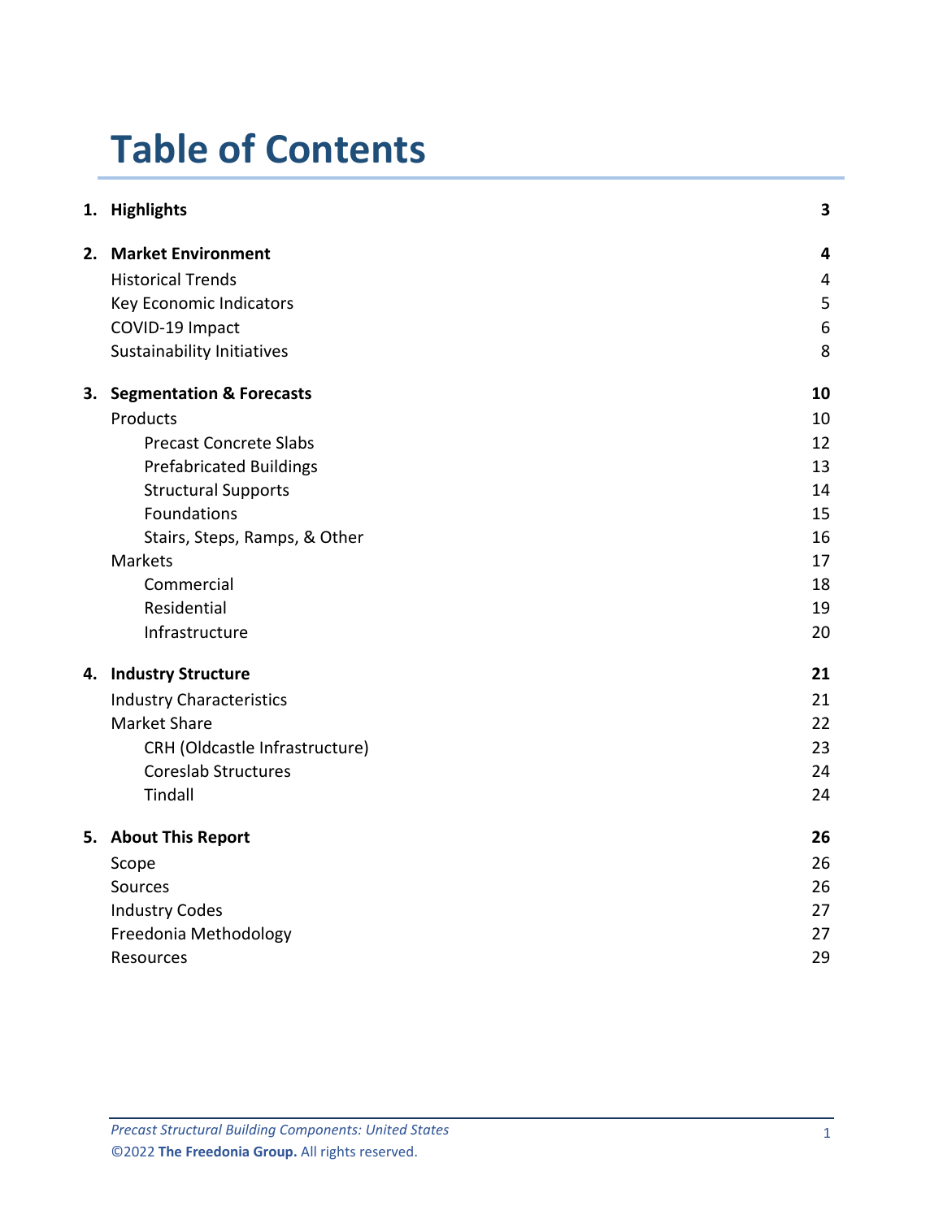# Table of Contents

| | | |
|---|---|---|
| **1.** | **Highlights** | **3** |
| **2.** | **Market Environment** | **4** |
| | Historical Trends | 4 |
| | Key Economic Indicators | 5 |
| | COVID-19 Impact | 6 |
| | Sustainability Initiatives | 8 |
| **3.** | **Segmentation & Forecasts** | **10** |
| | Products | 10 |
| | Precast Concrete Slabs | 12 |
| | Prefabricated Buildings | 13 |
| | Structural Supports | 14 |
| | Foundations | 15 |
| | Stairs, Steps, Ramps, & Other | 16 |
| | Markets | 17 |
| | Commercial | 18 |
| | Residential | 19 |
| | Infrastructure | 20 |
| **4.** | **Industry Structure** | **21** |
| | Industry Characteristics | 21 |
| | Market Share | 22 |
| | CRH (Oldcastle Infrastructure) | 23 |
| | Coreslab Structures | 24 |
| | Tindall | 24 |
| **5.** | **About This Report** | **26** |
| | Scope | 26 |
| | Sources | 26 |
| | Industry Codes | 27 |
| | Freedonia Methodology | 27 |
| | Resources | 29 |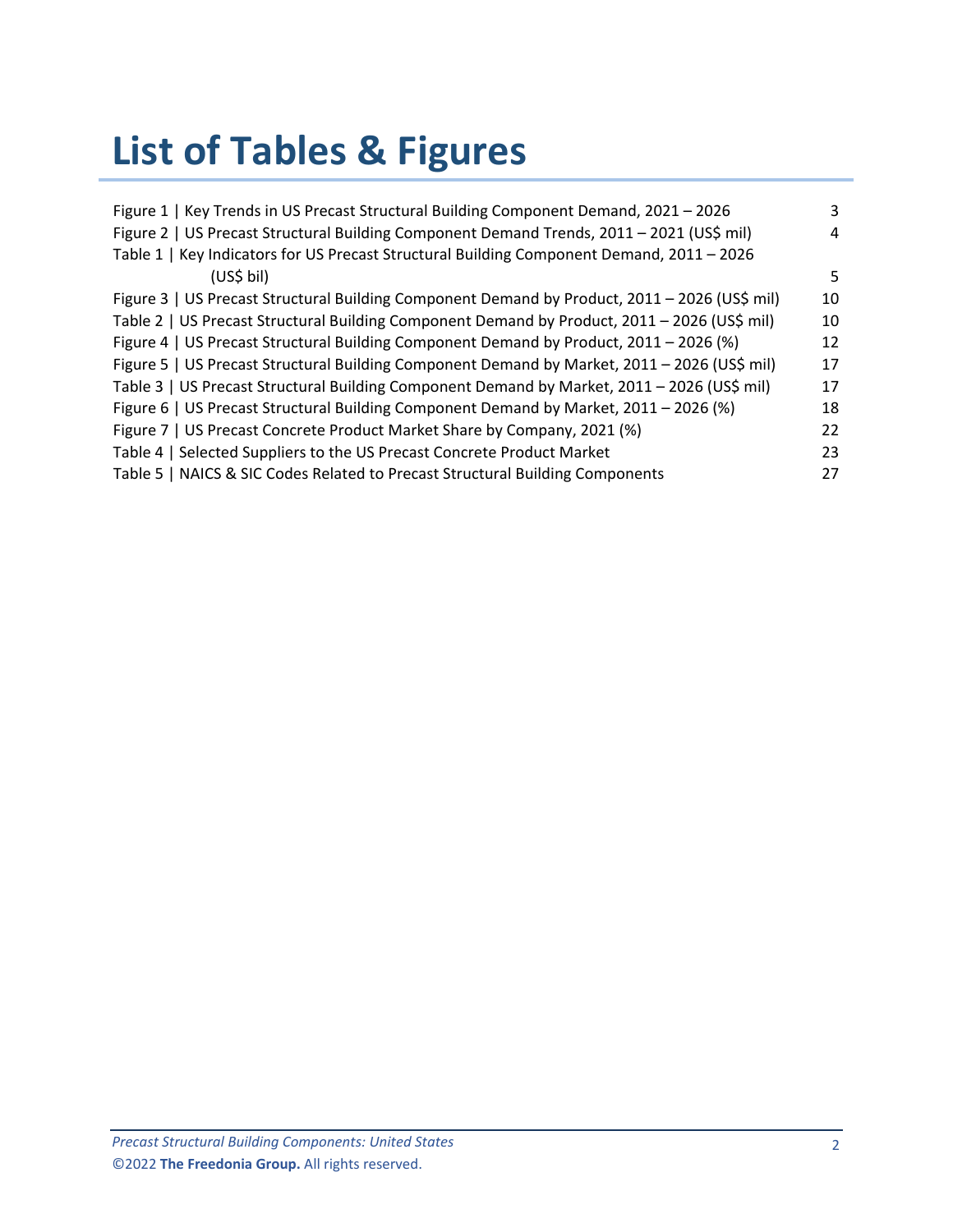# List of Tables & Figures

Figure 1 | Key Trends in US Precast Structural Building Component Demand, 2021 – 2026 3
Figure 2 | US Precast Structural Building Component Demand Trends, 2011 – 2021 (US$ mil) 4
Table 1 | Key Indicators for US Precast Structural Building Component Demand, 2011 – 2026 (US$ bil) 5
Figure 3 | US Precast Structural Building Component Demand by Product, 2011 – 2026 (US$ mil) 10
Table 2 | US Precast Structural Building Component Demand by Product, 2011 – 2026 (US$ mil) 10
Figure 4 | US Precast Structural Building Component Demand by Product, 2011 – 2026 (%) 12
Figure 5 | US Precast Structural Building Component Demand by Market, 2011 – 2026 (US$ mil) 17
Table 3 | US Precast Structural Building Component Demand by Market, 2011 – 2026 (US$ mil) 17
Figure 6 | US Precast Structural Building Component Demand by Market, 2011 – 2026 (%) 18
Figure 7 | US Precast Concrete Product Market Share by Company, 2021 (%) 22
Table 4 | Selected Suppliers to the US Precast Concrete Product Market 23
Table 5 | NAICS & SIC Codes Related to Precast Structural Building Components 27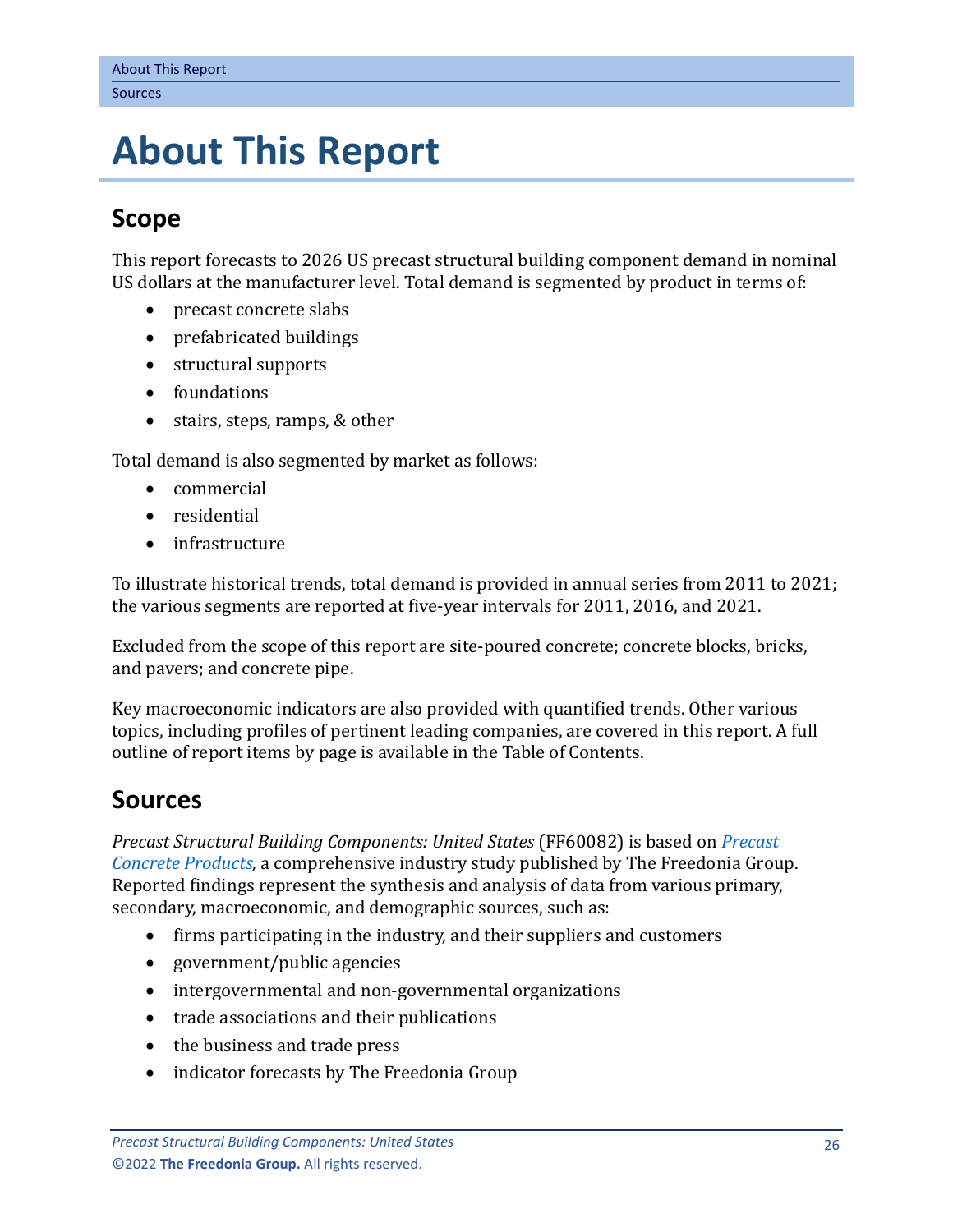# About This Report

## Scope

This report forecasts to 2026 US precast structural building component demand in nominal US dollars at the manufacturer level. Total demand is segmented by product in terms of:

- precast concrete slabs
- prefabricated buildings
- structural supports
- foundations
- stairs, steps, ramps, & other

Total demand is also segmented by market as follows:

- commercial
- residential
- infrastructure

To illustrate historical trends, total demand is provided in annual series from 2011 to 2021; the various segments are reported at five-year intervals for 2011, 2016, and 2021.

Excluded from the scope of this report are site-poured concrete; concrete blocks, bricks, and pavers; and concrete pipe.

Key macroeconomic indicators are also provided with quantified trends. Other various topics, including profiles of pertinent leading companies, are covered in this report. A full outline of report items by page is available in the Table of Contents.

## Sources

*Precast Structural Building Components: United States* (FF60082) is based on *Precast Concrete Products,* a comprehensive industry study published by The Freedonia Group. Reported findings represent the synthesis and analysis of data from various primary, secondary, macroeconomic, and demographic sources, such as:

- firms participating in the industry, and their suppliers and customers
- government/public agencies
- intergovernmental and non-governmental organizations
- trade associations and their publications
- the business and trade press
- indicator forecasts by The Freedonia Group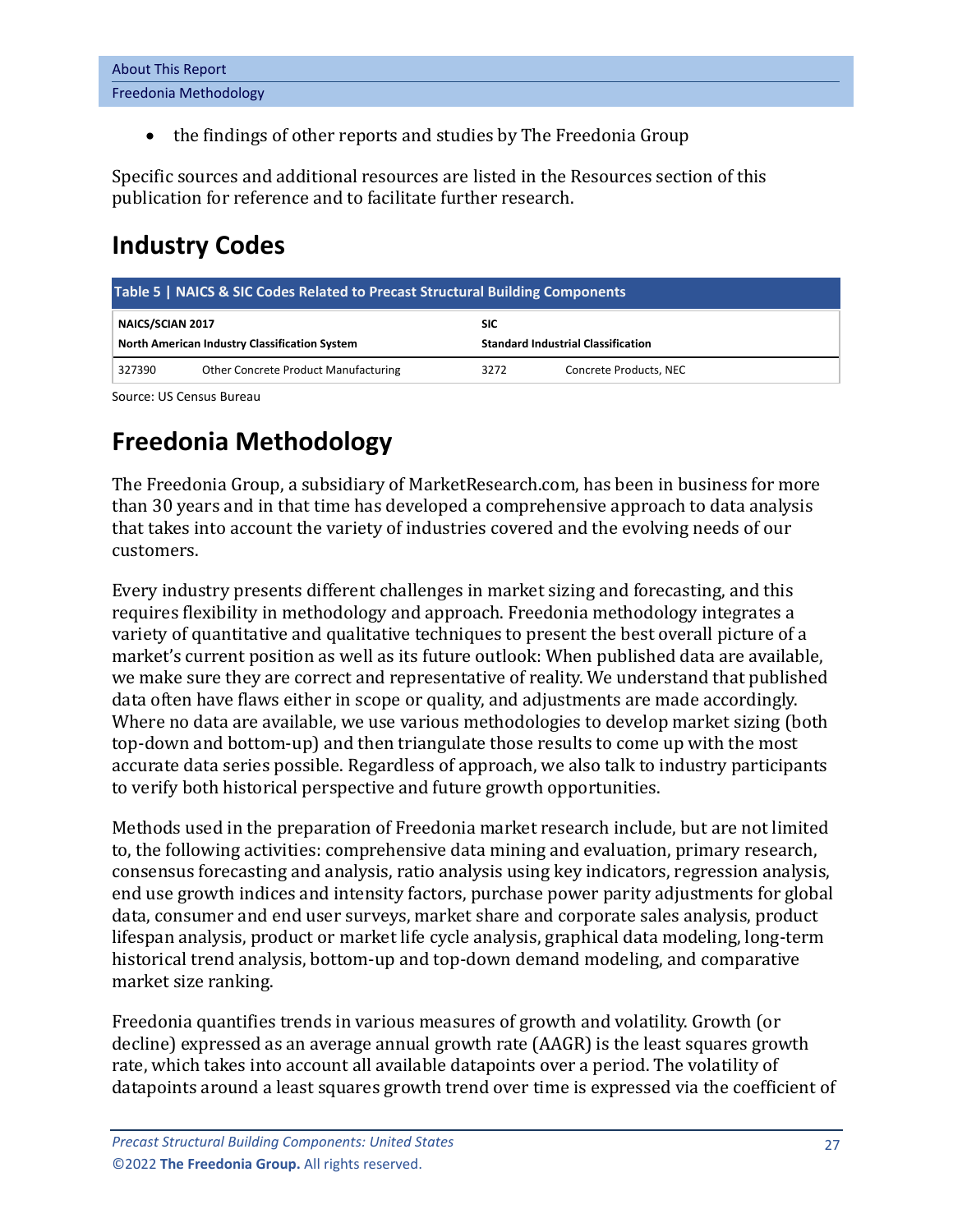- the findings of other reports and studies by The Freedonia Group

Specific sources and additional resources are listed in the Resources section of this publication for reference and to facilitate further research.

## Industry Codes

**Table 5 | NAICS & SIC Codes Related to Precast Structural Building Components**

| NAICS/SCIAN 2017<br>North American Industry Classification System | | SIC<br>Standard Industrial Classification | |
|---|---|---|---|
| 327390 | Other Concrete Product Manufacturing | 3272 | Concrete Products, NEC |

Source: US Census Bureau

## Freedonia Methodology

The Freedonia Group, a subsidiary of MarketResearch.com, has been in business for more than 30 years and in that time has developed a comprehensive approach to data analysis that takes into account the variety of industries covered and the evolving needs of our customers.

Every industry presents different challenges in market sizing and forecasting, and this requires flexibility in methodology and approach. Freedonia methodology integrates a variety of quantitative and qualitative techniques to present the best overall picture of a market's current position as well as its future outlook: When published data are available, we make sure they are correct and representative of reality. We understand that published data often have flaws either in scope or quality, and adjustments are made accordingly. Where no data are available, we use various methodologies to develop market sizing (both top-down and bottom-up) and then triangulate those results to come up with the most accurate data series possible. Regardless of approach, we also talk to industry participants to verify both historical perspective and future growth opportunities.

Methods used in the preparation of Freedonia market research include, but are not limited to, the following activities: comprehensive data mining and evaluation, primary research, consensus forecasting and analysis, ratio analysis using key indicators, regression analysis, end use growth indices and intensity factors, purchase power parity adjustments for global data, consumer and end user surveys, market share and corporate sales analysis, product lifespan analysis, product or market life cycle analysis, graphical data modeling, long-term historical trend analysis, bottom-up and top-down demand modeling, and comparative market size ranking.

Freedonia quantifies trends in various measures of growth and volatility. Growth (or decline) expressed as an average annual growth rate (AAGR) is the least squares growth rate, which takes into account all available datapoints over a period. The volatility of datapoints around a least squares growth trend over time is expressed via the coefficient of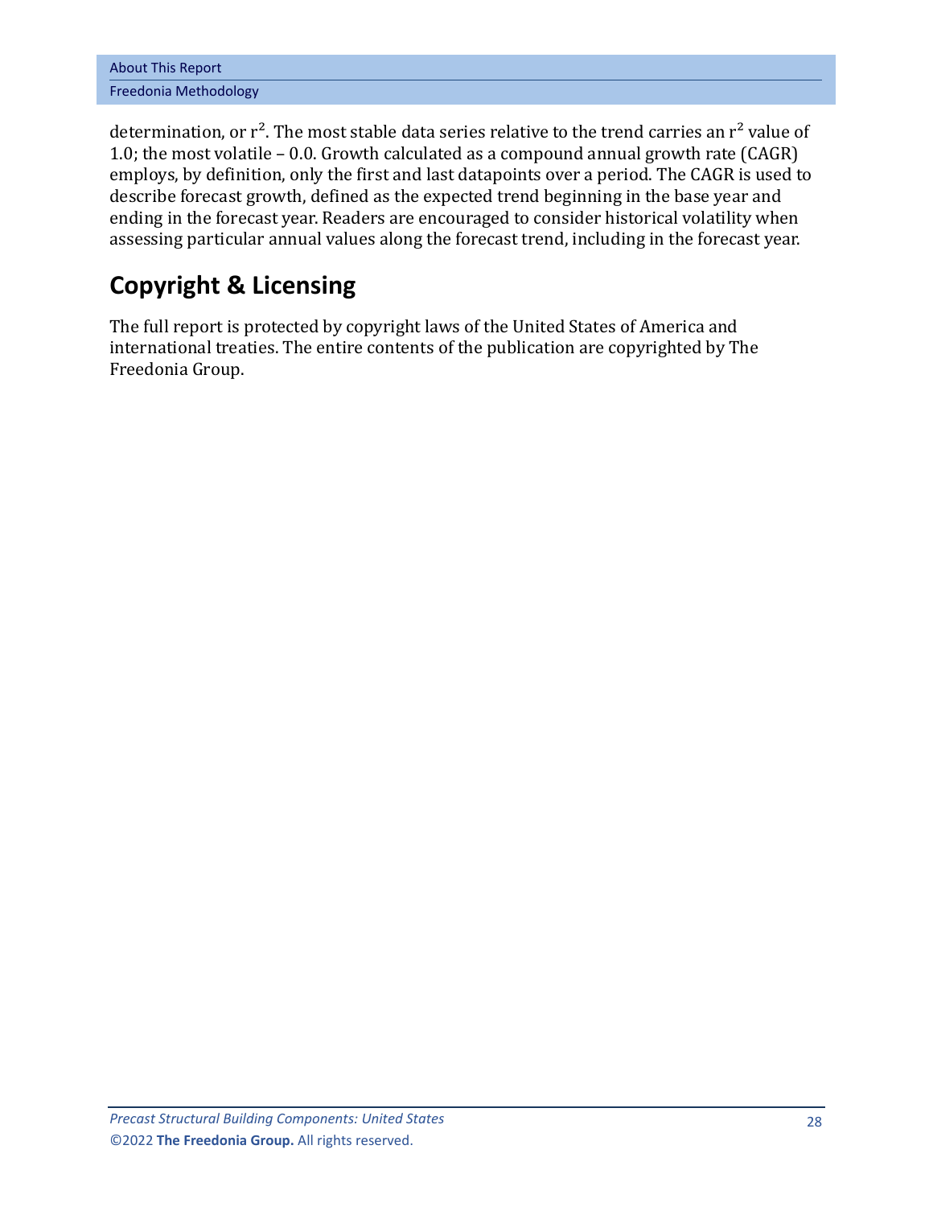determination, or $r^2$. The most stable data series relative to the trend carries an $r^2$ value of 1.0; the most volatile – 0.0. Growth calculated as a compound annual growth rate (CAGR) employs, by definition, only the first and last datapoints over a period. The CAGR is used to describe forecast growth, defined as the expected trend beginning in the base year and ending in the forecast year. Readers are encouraged to consider historical volatility when assessing particular annual values along the forecast trend, including in the forecast year.

## Copyright & Licensing

The full report is protected by copyright laws of the United States of America and international treaties. The entire contents of the publication are copyrighted by The Freedonia Group.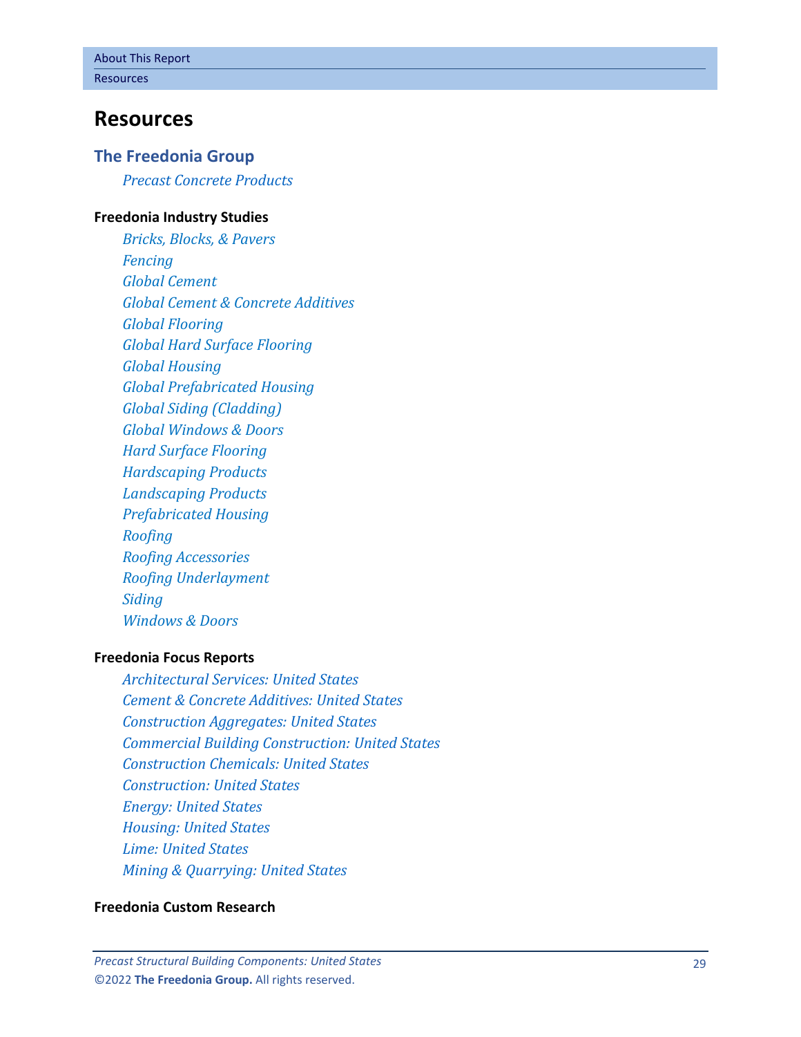# Resources

## The Freedonia Group

*Precast Concrete Products*

**Freedonia Industry Studies**

*Bricks, Blocks, & Pavers*
*Fencing*
*Global Cement*
*Global Cement & Concrete Additives*
*Global Flooring*
*Global Hard Surface Flooring*
*Global Housing*
*Global Prefabricated Housing*
*Global Siding (Cladding)*
*Global Windows & Doors*
*Hard Surface Flooring*
*Hardscaping Products*
*Landscaping Products*
*Prefabricated Housing*
*Roofing*
*Roofing Accessories*
*Roofing Underlayment*
*Siding*
*Windows & Doors*

**Freedonia Focus Reports**

*Architectural Services: United States*
*Cement & Concrete Additives: United States*
*Construction Aggregates: United States*
*Commercial Building Construction: United States*
*Construction Chemicals: United States*
*Construction: United States*
*Energy: United States*
*Housing: United States*
*Lime: United States*
*Mining & Quarrying: United States*

**Freedonia Custom Research**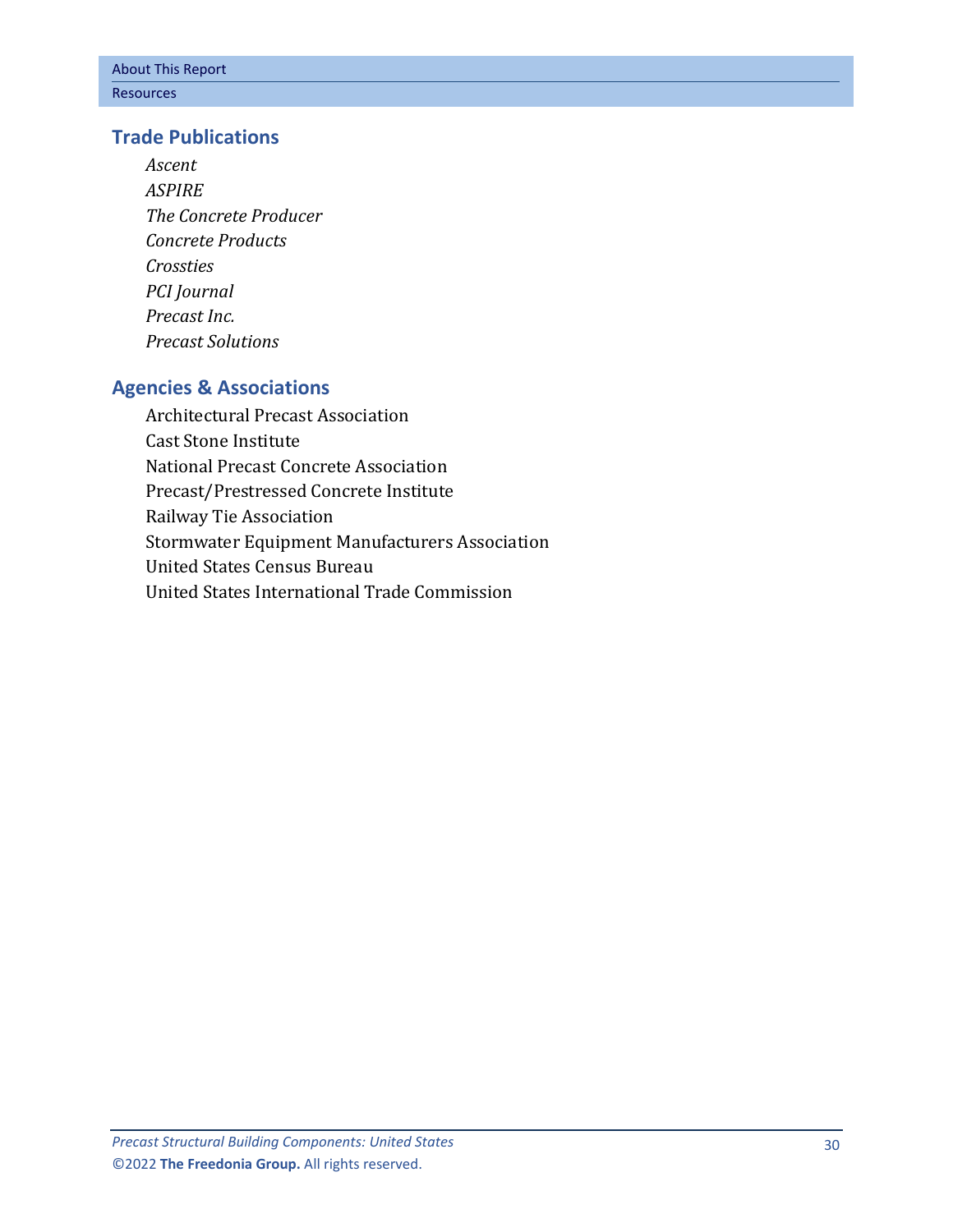## Trade Publications

*Ascent*
*ASPIRE*
*The Concrete Producer*
*Concrete Products*
*Crossties*
*PCI Journal*
*Precast Inc.*
*Precast Solutions*

## Agencies & Associations

Architectural Precast Association
Cast Stone Institute
National Precast Concrete Association
Precast/Prestressed Concrete Institute
Railway Tie Association
Stormwater Equipment Manufacturers Association
United States Census Bureau
United States International Trade Commission